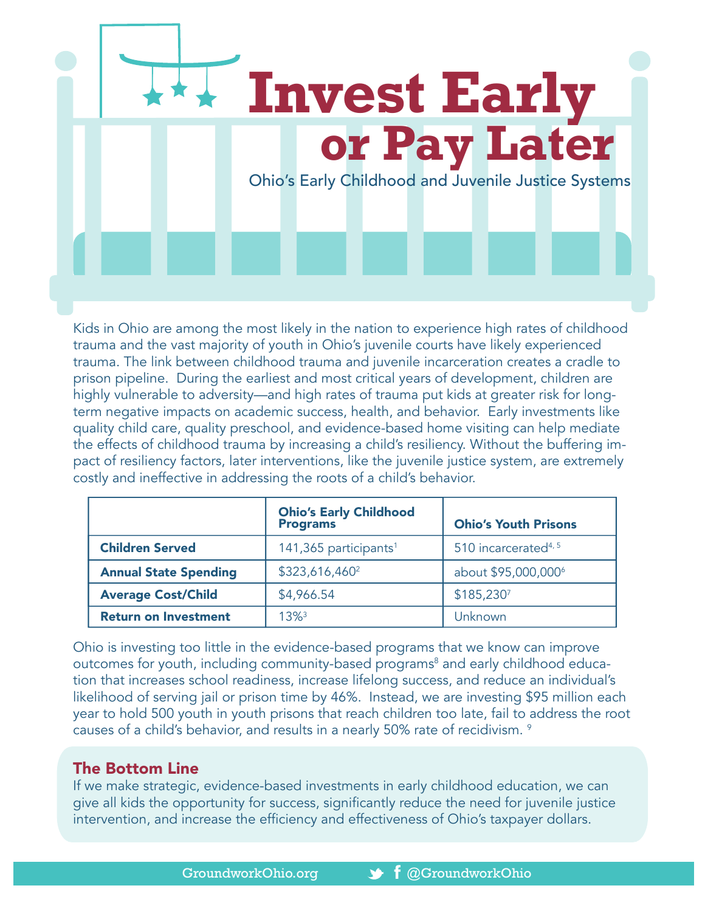# Invest Early or Pay Later

## Ohio's Early Childhood and Juvenile Justice Systems

Kids in Ohio are among the most likely in the nation to experience high rates of childhood trauma and the vast majority of youth in Ohio's juvenile courts have likely experienced trauma. The link between childhood trauma and juvenile incarceration creates a cradle to prison pipeline. During the earliest and most critical years of development, children are highly vulnerable to adversity—and high rates of trauma put kids at greater risk for long-term negative impacts on academic success, health, and behavior. Early investments like quality child care, quality preschool, and evidence-based home visiting can help mediate the effects of childhood trauma by increasing a child's resiliency. Without the buffering impact of resiliency factors, later interventions, like the juvenile justice system, are extremely costly and ineffective in addressing the roots of a child's behavior.

| | Ohio's Early Childhood Programs | Ohio's Youth Prisons |
|---|---|---|
| **Children Served** | 141,365 participants[1] | 510 incarcerated[4, 5] |
| **Annual State Spending** | $323,616,460[2] | about $95,000,000[6] |
| **Average Cost/Child** | $4,966.54 | $185,230[7] |
| **Return on Investment** | 13%[3] | Unknown |

Ohio is investing too little in the evidence-based programs that we know can improve outcomes for youth, including community-based programs[8] and early childhood education that increases school readiness, increase lifelong success, and reduce an individual's likelihood of serving jail or prison time by 46%. Instead, we are investing $95 million each year to hold 500 youth in youth prisons that reach children too late, fail to address the root causes of a child's behavior, and results in a nearly 50% rate of recidivism. [9]

### The Bottom Line

If we make strategic, evidence-based investments in early childhood education, we can give all kids the opportunity for success, significantly reduce the need for juvenile justice intervention, and increase the efficiency and effectiveness of Ohio's taxpayer dollars.

GroundworkOhio.org @GroundworkOhio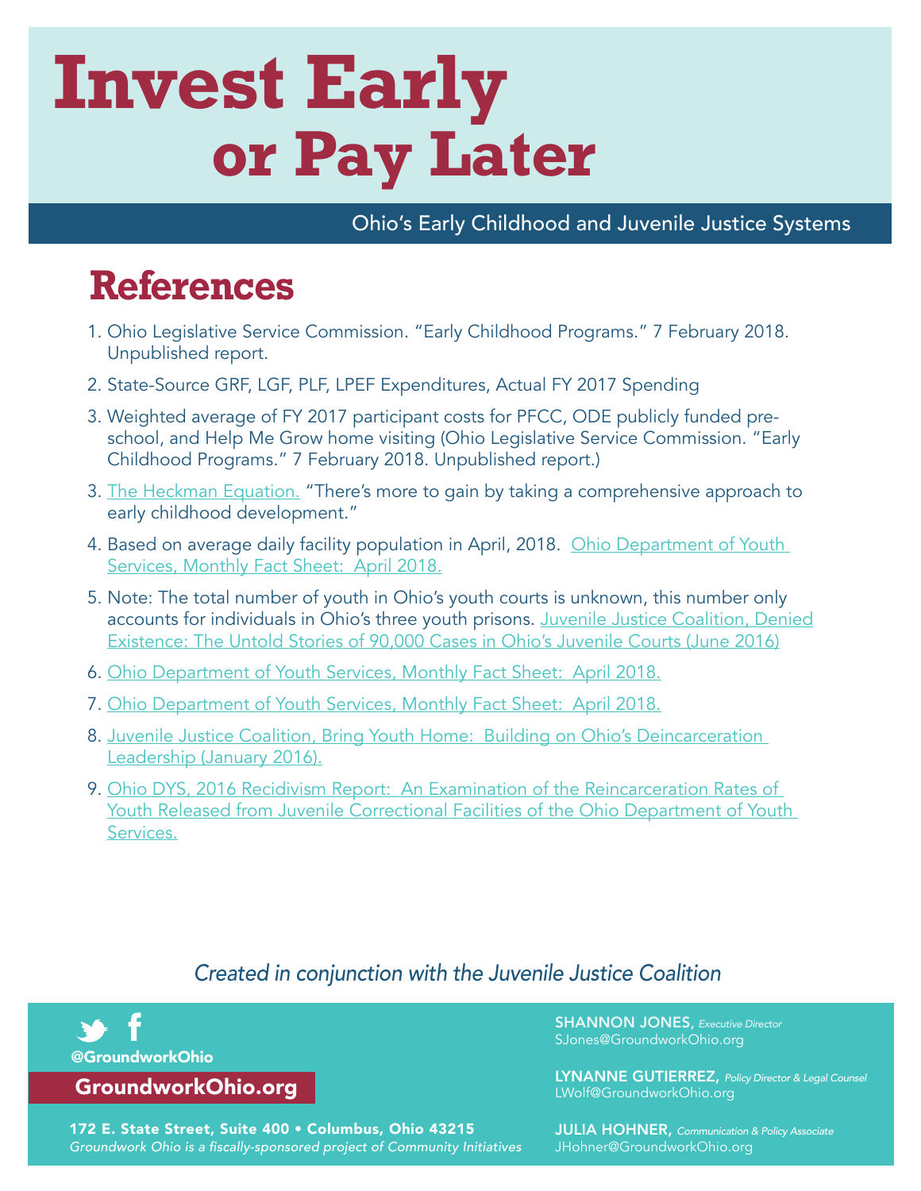# Invest Early or Pay Later

Ohio's Early Childhood and Juvenile Justice Systems

## References

1. Ohio Legislative Service Commission. "Early Childhood Programs." 7 February 2018. Unpublished report.
2. State-Source GRF, LGF, PLF, LPEF Expenditures, Actual FY 2017 Spending
3. Weighted average of FY 2017 participant costs for PFCC, ODE publicly funded pre-school, and Help Me Grow home visiting (Ohio Legislative Service Commission. "Early Childhood Programs." 7 February 2018. Unpublished report.)
3. The Heckman Equation. "There's more to gain by taking a comprehensive approach to early childhood development."
4. Based on average daily facility population in April, 2018. Ohio Department of Youth Services, Monthly Fact Sheet: April 2018.
5. Note: The total number of youth in Ohio's youth courts is unknown, this number only accounts for individuals in Ohio's three youth prisons. Juvenile Justice Coalition, Denied Existence: The Untold Stories of 90,000 Cases in Ohio's Juvenile Courts (June 2016)
6. Ohio Department of Youth Services, Monthly Fact Sheet: April 2018.
7. Ohio Department of Youth Services, Monthly Fact Sheet: April 2018.
8. Juvenile Justice Coalition, Bring Youth Home: Building on Ohio's Deincarceration Leadership (January 2016).
9. Ohio DYS, 2016 Recidivism Report: An Examination of the Reincarceration Rates of Youth Released from Juvenile Correctional Facilities of the Ohio Department of Youth Services.

*Created in conjunction with the Juvenile Justice Coalition*

@GroundworkOhio

**GroundworkOhio.org**

**172 E. State Street, Suite 400 • Columbus, Ohio 43215**
*Groundwork Ohio is a fiscally-sponsored project of Community Initiatives*

**SHANNON JONES,** *Executive Director*
SJones@GroundworkOhio.org

**LYNANNE GUTIERREZ,** *Policy Director & Legal Counsel*
LWolf@GroundworkOhio.org

**JULIA HOHNER,** *Communication & Policy Associate*
JHohner@GroundworkOhio.org